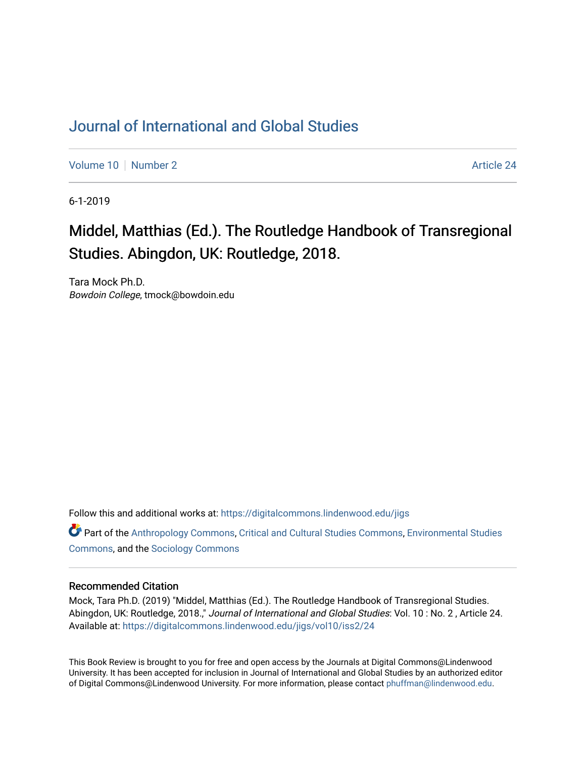# Journal of International and Global Studies

Volume 10 | Number 2 | Article 24

6-1-2019

## Middel, Matthias (Ed.). The Routledge Handbook of Transregional Studies. Abingdon, UK: Routledge, 2018.

Tara Mock Ph.D.
*Bowdoin College*, tmock@bowdoin.edu

Follow this and additional works at: https://digitalcommons.lindenwood.edu/jigs

Part of the Anthropology Commons, Critical and Cultural Studies Commons, Environmental Studies Commons, and the Sociology Commons

### Recommended Citation

Mock, Tara Ph.D. (2019) "Middel, Matthias (Ed.). The Routledge Handbook of Transregional Studies. Abingdon, UK: Routledge, 2018.," *Journal of International and Global Studies*: Vol. 10 : No. 2 , Article 24.
Available at: https://digitalcommons.lindenwood.edu/jigs/vol10/iss2/24

This Book Review is brought to you for free and open access by the Journals at Digital Commons@Lindenwood University. It has been accepted for inclusion in Journal of International and Global Studies by an authorized editor of Digital Commons@Lindenwood University. For more information, please contact phuffman@lindenwood.edu.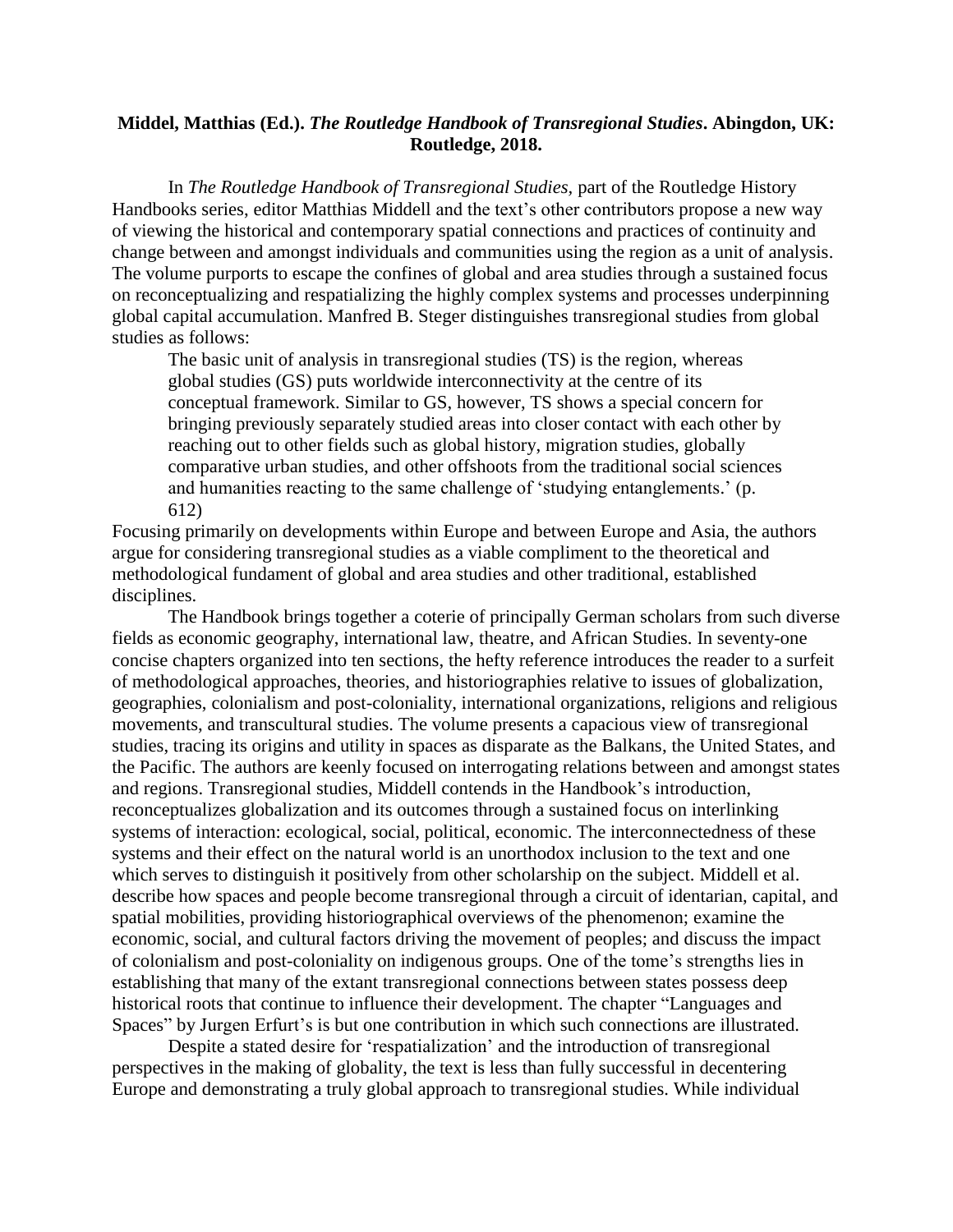**Middel, Matthias (Ed.). *The Routledge Handbook of Transregional Studies*. Abingdon, UK: Routledge, 2018.**

In *The Routledge Handbook of Transregional Studies*, part of the Routledge History Handbooks series, editor Matthias Middell and the text's other contributors propose a new way of viewing the historical and contemporary spatial connections and practices of continuity and change between and amongst individuals and communities using the region as a unit of analysis. The volume purports to escape the confines of global and area studies through a sustained focus on reconceptualizing and respatializing the highly complex systems and processes underpinning global capital accumulation. Manfred B. Steger distinguishes transregional studies from global studies as follows:

> The basic unit of analysis in transregional studies (TS) is the region, whereas global studies (GS) puts worldwide interconnectivity at the centre of its conceptual framework. Similar to GS, however, TS shows a special concern for bringing previously separately studied areas into closer contact with each other by reaching out to other fields such as global history, migration studies, globally comparative urban studies, and other offshoots from the traditional social sciences and humanities reacting to the same challenge of 'studying entanglements.' (p. 612)

Focusing primarily on developments within Europe and between Europe and Asia, the authors argue for considering transregional studies as a viable compliment to the theoretical and methodological fundament of global and area studies and other traditional, established disciplines.

The Handbook brings together a coterie of principally German scholars from such diverse fields as economic geography, international law, theatre, and African Studies. In seventy-one concise chapters organized into ten sections, the hefty reference introduces the reader to a surfeit of methodological approaches, theories, and historiographies relative to issues of globalization, geographies, colonialism and post-coloniality, international organizations, religions and religious movements, and transcultural studies. The volume presents a capacious view of transregional studies, tracing its origins and utility in spaces as disparate as the Balkans, the United States, and the Pacific. The authors are keenly focused on interrogating relations between and amongst states and regions. Transregional studies, Middell contends in the Handbook's introduction, reconceptualizes globalization and its outcomes through a sustained focus on interlinking systems of interaction: ecological, social, political, economic. The interconnectedness of these systems and their effect on the natural world is an unorthodox inclusion to the text and one which serves to distinguish it positively from other scholarship on the subject. Middell et al. describe how spaces and people become transregional through a circuit of identarian, capital, and spatial mobilities, providing historiographical overviews of the phenomenon; examine the economic, social, and cultural factors driving the movement of peoples; and discuss the impact of colonialism and post-coloniality on indigenous groups. One of the tome's strengths lies in establishing that many of the extant transregional connections between states possess deep historical roots that continue to influence their development. The chapter "Languages and Spaces" by Jurgen Erfurt's is but one contribution in which such connections are illustrated.

Despite a stated desire for 'respatialization' and the introduction of transregional perspectives in the making of globality, the text is less than fully successful in decentering Europe and demonstrating a truly global approach to transregional studies. While individual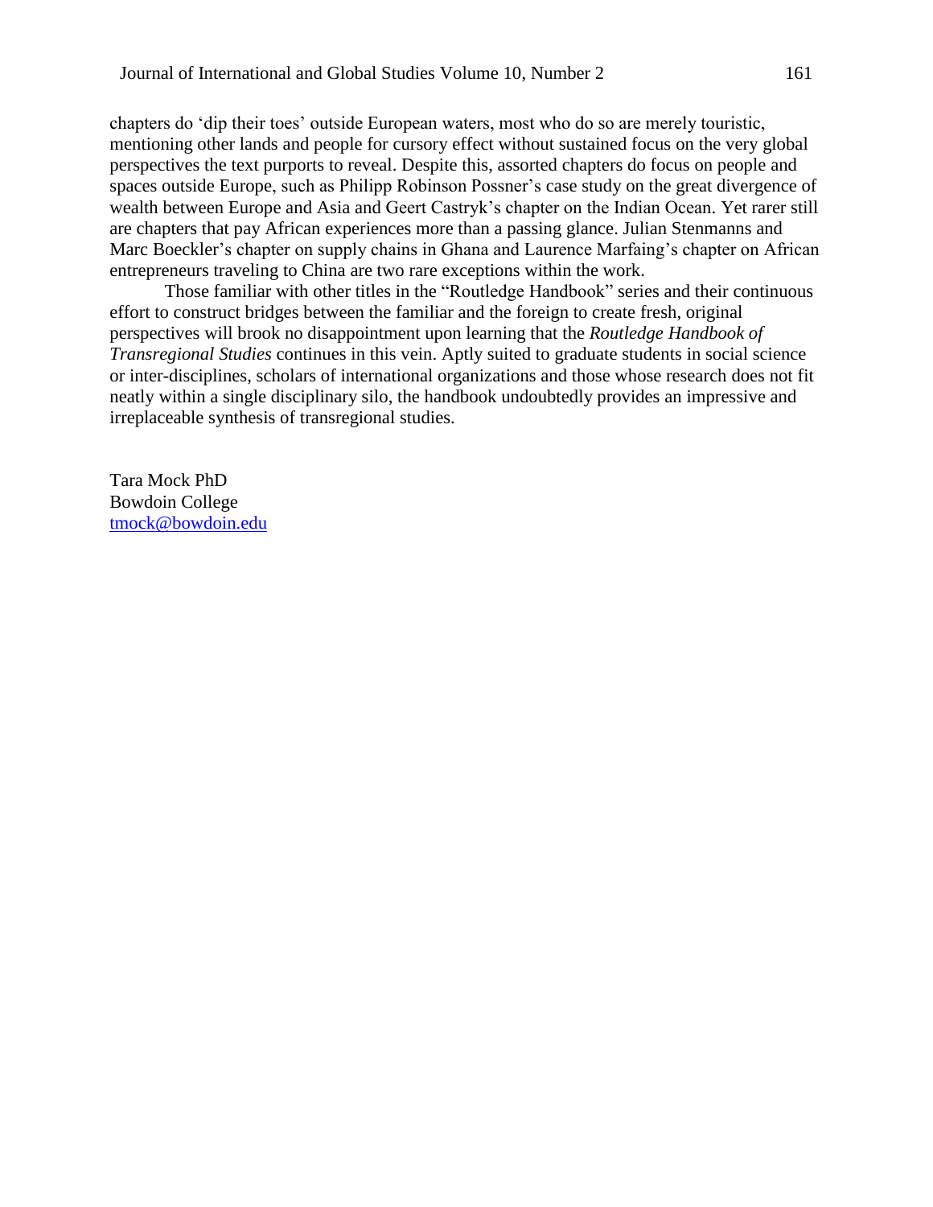chapters do 'dip their toes' outside European waters, most who do so are merely touristic, mentioning other lands and people for cursory effect without sustained focus on the very global perspectives the text purports to reveal. Despite this, assorted chapters do focus on people and spaces outside Europe, such as Philipp Robinson Possner's case study on the great divergence of wealth between Europe and Asia and Geert Castryk's chapter on the Indian Ocean. Yet rarer still are chapters that pay African experiences more than a passing glance. Julian Stenmanns and Marc Boeckler's chapter on supply chains in Ghana and Laurence Marfaing's chapter on African entrepreneurs traveling to China are two rare exceptions within the work.

Those familiar with other titles in the "Routledge Handbook" series and their continuous effort to construct bridges between the familiar and the foreign to create fresh, original perspectives will brook no disappointment upon learning that the *Routledge Handbook of Transregional Studies* continues in this vein. Aptly suited to graduate students in social science or inter-disciplines, scholars of international organizations and those whose research does not fit neatly within a single disciplinary silo, the handbook undoubtedly provides an impressive and irreplaceable synthesis of transregional studies.

Tara Mock PhD
Bowdoin College
tmock@bowdoin.edu